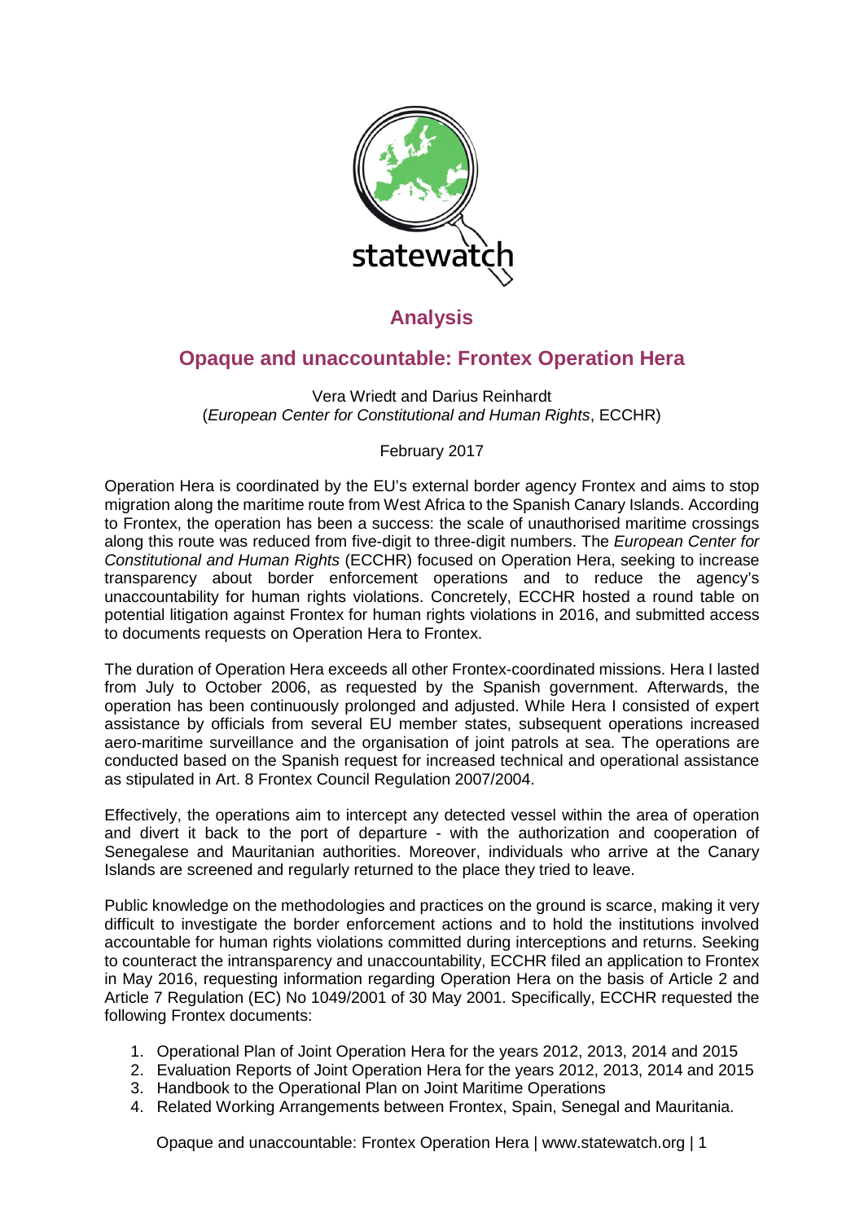statewatch

## Analysis

# Opaque and unaccountable: Frontex Operation Hera

Vera Wriedt and Darius Reinhardt
(*European Center for Constitutional and Human Rights*, ECCHR)

February 2017

Operation Hera is coordinated by the EU's external border agency Frontex and aims to stop migration along the maritime route from West Africa to the Spanish Canary Islands. According to Frontex, the operation has been a success: the scale of unauthorised maritime crossings along this route was reduced from five-digit to three-digit numbers. The *European Center for Constitutional and Human Rights* (ECCHR) focused on Operation Hera, seeking to increase transparency about border enforcement operations and to reduce the agency's unaccountability for human rights violations. Concretely, ECCHR hosted a round table on potential litigation against Frontex for human rights violations in 2016, and submitted access to documents requests on Operation Hera to Frontex.

The duration of Operation Hera exceeds all other Frontex-coordinated missions. Hera I lasted from July to October 2006, as requested by the Spanish government. Afterwards, the operation has been continuously prolonged and adjusted. While Hera I consisted of expert assistance by officials from several EU member states, subsequent operations increased aero-maritime surveillance and the organisation of joint patrols at sea. The operations are conducted based on the Spanish request for increased technical and operational assistance as stipulated in Art. 8 Frontex Council Regulation 2007/2004.

Effectively, the operations aim to intercept any detected vessel within the area of operation and divert it back to the port of departure - with the authorization and cooperation of Senegalese and Mauritanian authorities. Moreover, individuals who arrive at the Canary Islands are screened and regularly returned to the place they tried to leave.

Public knowledge on the methodologies and practices on the ground is scarce, making it very difficult to investigate the border enforcement actions and to hold the institutions involved accountable for human rights violations committed during interceptions and returns. Seeking to counteract the intransparency and unaccountability, ECCHR filed an application to Frontex in May 2016, requesting information regarding Operation Hera on the basis of Article 2 and Article 7 Regulation (EC) No 1049/2001 of 30 May 2001. Specifically, ECCHR requested the following Frontex documents:

1. Operational Plan of Joint Operation Hera for the years 2012, 2013, 2014 and 2015
2. Evaluation Reports of Joint Operation Hera for the years 2012, 2013, 2014 and 2015
3. Handbook to the Operational Plan on Joint Maritime Operations
4. Related Working Arrangements between Frontex, Spain, Senegal and Mauritania.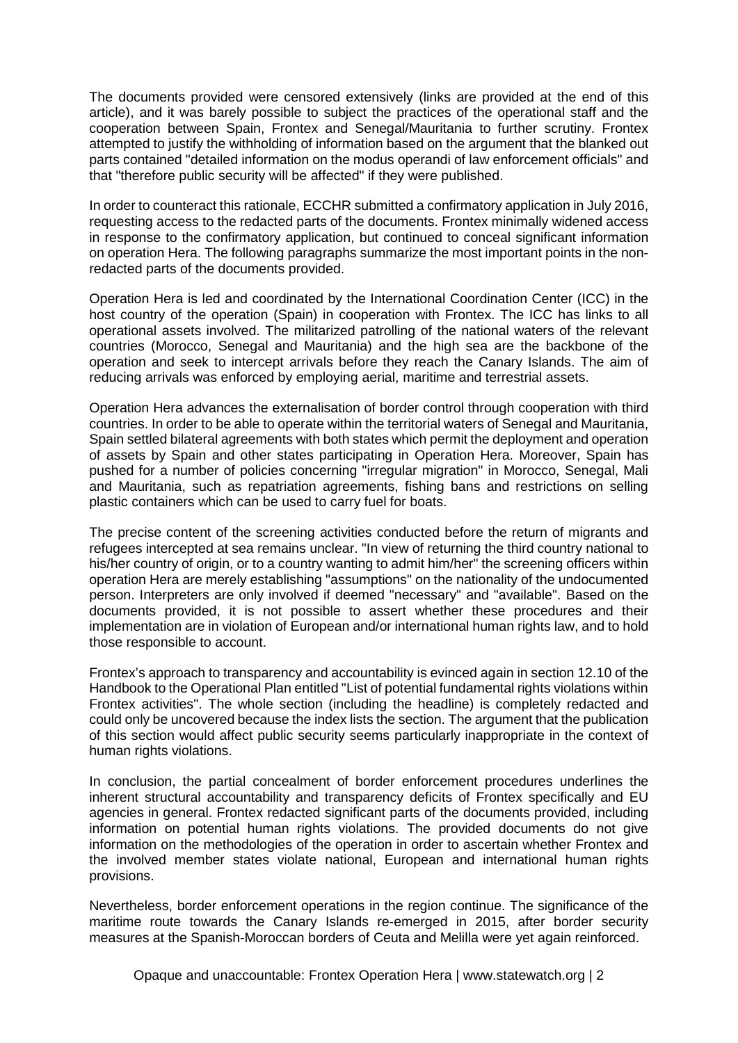The documents provided were censored extensively (links are provided at the end of this article), and it was barely possible to subject the practices of the operational staff and the cooperation between Spain, Frontex and Senegal/Mauritania to further scrutiny. Frontex attempted to justify the withholding of information based on the argument that the blanked out parts contained "detailed information on the modus operandi of law enforcement officials" and that "therefore public security will be affected" if they were published.

In order to counteract this rationale, ECCHR submitted a confirmatory application in July 2016, requesting access to the redacted parts of the documents. Frontex minimally widened access in response to the confirmatory application, but continued to conceal significant information on operation Hera. The following paragraphs summarize the most important points in the non-redacted parts of the documents provided.

Operation Hera is led and coordinated by the International Coordination Center (ICC) in the host country of the operation (Spain) in cooperation with Frontex. The ICC has links to all operational assets involved. The militarized patrolling of the national waters of the relevant countries (Morocco, Senegal and Mauritania) and the high sea are the backbone of the operation and seek to intercept arrivals before they reach the Canary Islands. The aim of reducing arrivals was enforced by employing aerial, maritime and terrestrial assets.

Operation Hera advances the externalisation of border control through cooperation with third countries. In order to be able to operate within the territorial waters of Senegal and Mauritania, Spain settled bilateral agreements with both states which permit the deployment and operation of assets by Spain and other states participating in Operation Hera. Moreover, Spain has pushed for a number of policies concerning "irregular migration" in Morocco, Senegal, Mali and Mauritania, such as repatriation agreements, fishing bans and restrictions on selling plastic containers which can be used to carry fuel for boats.

The precise content of the screening activities conducted before the return of migrants and refugees intercepted at sea remains unclear. "In view of returning the third country national to his/her country of origin, or to a country wanting to admit him/her" the screening officers within operation Hera are merely establishing "assumptions" on the nationality of the undocumented person. Interpreters are only involved if deemed "necessary" and "available". Based on the documents provided, it is not possible to assert whether these procedures and their implementation are in violation of European and/or international human rights law, and to hold those responsible to account.

Frontex's approach to transparency and accountability is evinced again in section 12.10 of the Handbook to the Operational Plan entitled "List of potential fundamental rights violations within Frontex activities". The whole section (including the headline) is completely redacted and could only be uncovered because the index lists the section. The argument that the publication of this section would affect public security seems particularly inappropriate in the context of human rights violations.

In conclusion, the partial concealment of border enforcement procedures underlines the inherent structural accountability and transparency deficits of Frontex specifically and EU agencies in general. Frontex redacted significant parts of the documents provided, including information on potential human rights violations. The provided documents do not give information on the methodologies of the operation in order to ascertain whether Frontex and the involved member states violate national, European and international human rights provisions.

Nevertheless, border enforcement operations in the region continue. The significance of the maritime route towards the Canary Islands re-emerged in 2015, after border security measures at the Spanish-Moroccan borders of Ceuta and Melilla were yet again reinforced.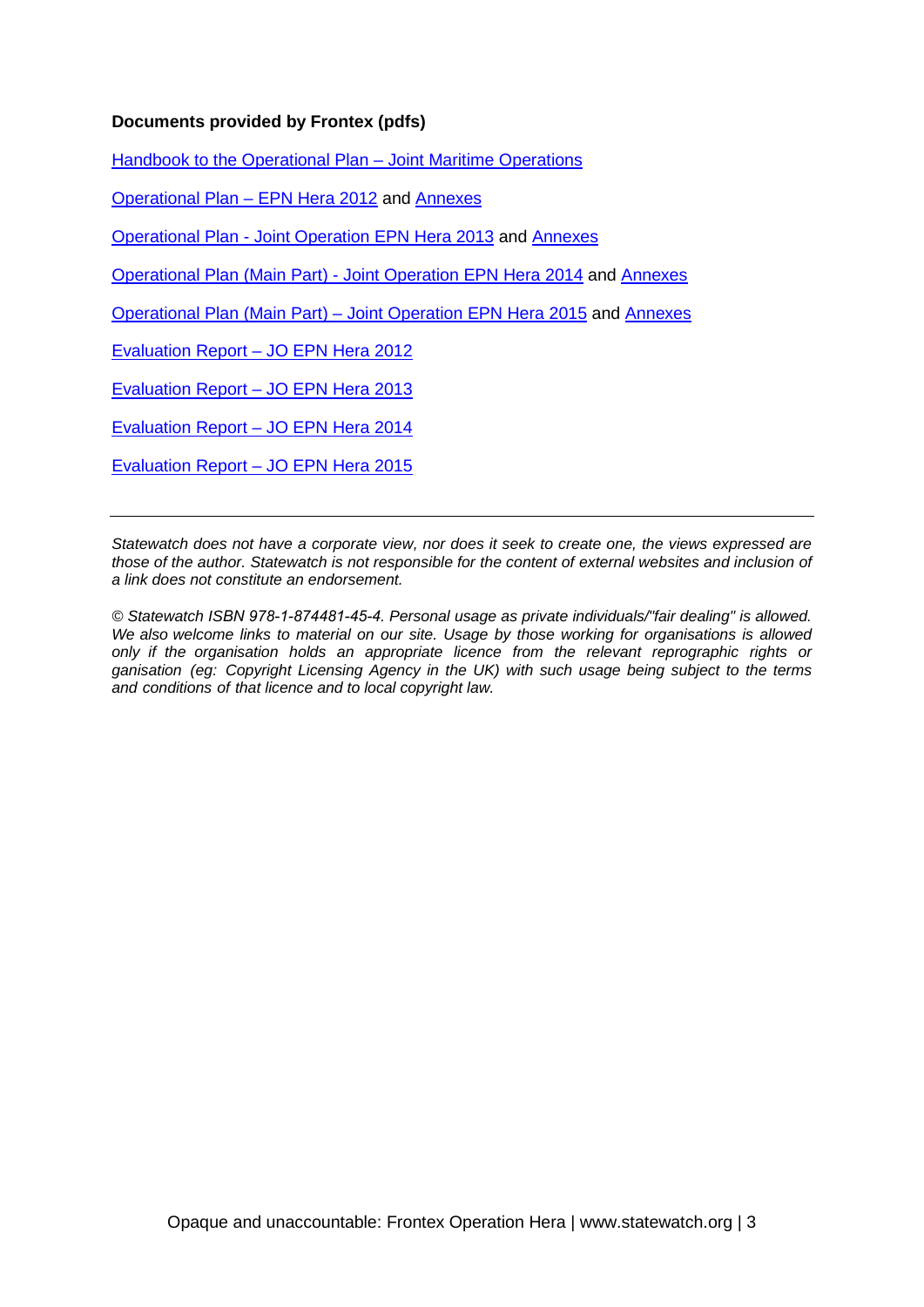**Documents provided by Frontex (pdfs)**

Handbook to the Operational Plan – Joint Maritime Operations

Operational Plan – EPN Hera 2012 and Annexes

Operational Plan - Joint Operation EPN Hera 2013 and Annexes

Operational Plan (Main Part) - Joint Operation EPN Hera 2014 and Annexes

Operational Plan (Main Part) – Joint Operation EPN Hera 2015 and Annexes

Evaluation Report – JO EPN Hera 2012

Evaluation Report – JO EPN Hera 2013

Evaluation Report – JO EPN Hera 2014

Evaluation Report – JO EPN Hera 2015

---

*Statewatch does not have a corporate view, nor does it seek to create one, the views expressed are those of the author. Statewatch is not responsible for the content of external websites and inclusion of a link does not constitute an endorsement.*

*© Statewatch ISBN 978-1-874481-45-4. Personal usage as private individuals/"fair dealing" is allowed. We also welcome links to material on our site. Usage by those working for organisations is allowed only if the organisation holds an appropriate licence from the relevant reprographic rights or ganisation (eg: Copyright Licensing Agency in the UK) with such usage being subject to the terms and conditions of that licence and to local copyright law.*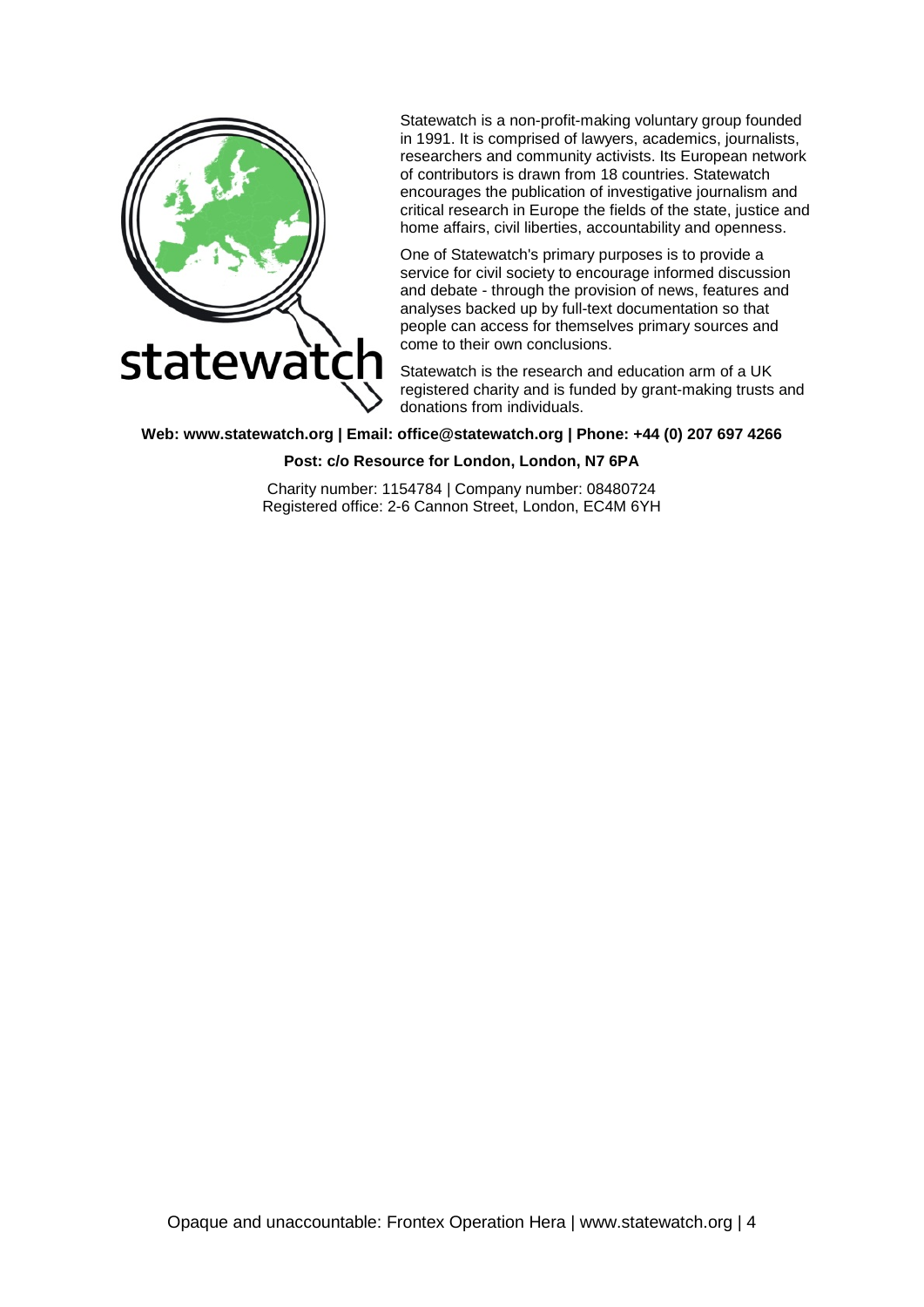statewatch

Statewatch is a non-profit-making voluntary group founded in 1991. It is comprised of lawyers, academics, journalists, researchers and community activists. Its European network of contributors is drawn from 18 countries. Statewatch encourages the publication of investigative journalism and critical research in Europe the fields of the state, justice and home affairs, civil liberties, accountability and openness.

One of Statewatch's primary purposes is to provide a service for civil society to encourage informed discussion and debate - through the provision of news, features and analyses backed up by full-text documentation so that people can access for themselves primary sources and come to their own conclusions.

Statewatch is the research and education arm of a UK registered charity and is funded by grant-making trusts and donations from individuals.

**Web: www.statewatch.org | Email: office@statewatch.org | Phone: +44 (0) 207 697 4266**

**Post: c/o Resource for London, London, N7 6PA**

Charity number: 1154784 | Company number: 08480724
Registered office: 2-6 Cannon Street, London, EC4M 6YH